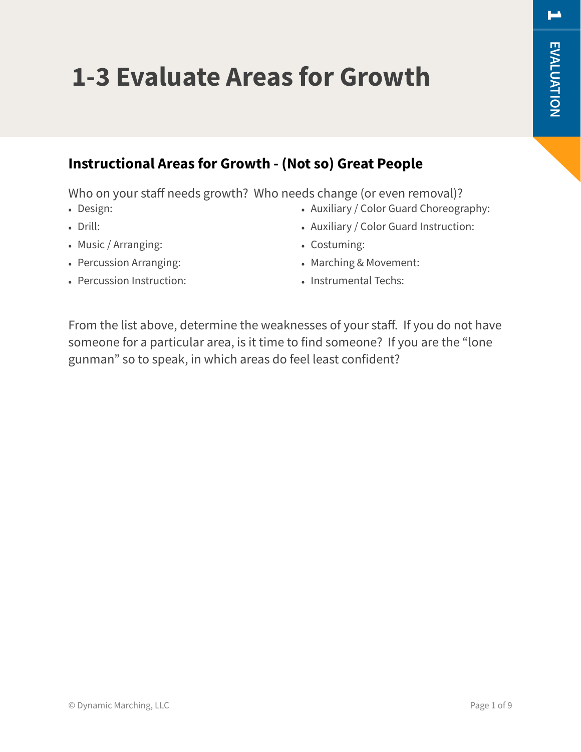# 1-3 Evaluate Areas for Growth

## Instructional Areas for Growth - (Not so) Great People

Who on your staff needs growth?  Who needs change (or even removal)?

- Design:
- Drill:
- Music / Arranging:
- Percussion Arranging:
- Percussion Instruction:
- Auxiliary / Color Guard Choreography:
- Auxiliary / Color Guard Instruction:
- Costuming:
- Marching & Movement:
- Instrumental Techs:

From the list above, determine the weaknesses of your staff.  If you do not have someone for a particular area, is it time to find someone?  If you are the "lone gunman" so to speak, in which areas do feel least confident?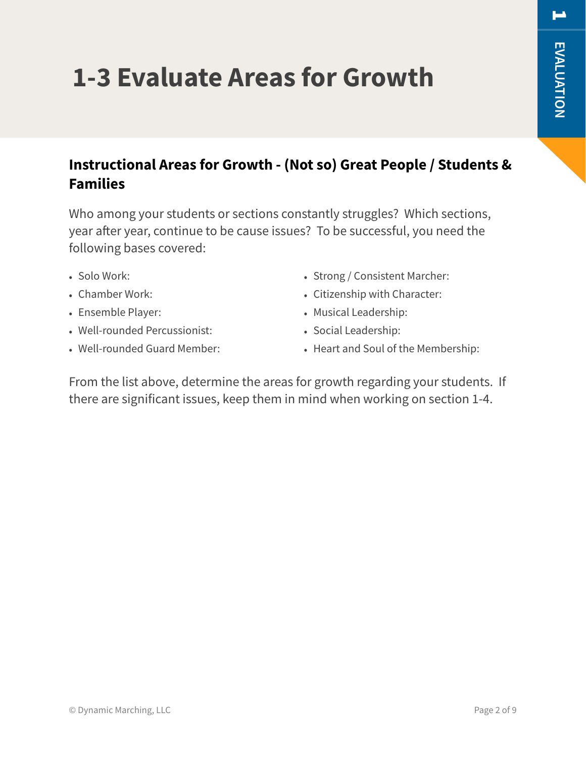# 1-3 Evaluate Areas for Growth

## Instructional Areas for Growth - (Not so) Great People / Students & Families

Who among your students or sections constantly struggles? Which sections, year after year, continue to be cause issues? To be successful, you need the following bases covered:

- Solo Work:
- Chamber Work:
- Ensemble Player:
- Well-rounded Percussionist:
- Well-rounded Guard Member:
- Strong / Consistent Marcher:
- Citizenship with Character:
- Musical Leadership:
- Social Leadership:
- Heart and Soul of the Membership:

From the list above, determine the areas for growth regarding your students. If there are significant issues, keep them in mind when working on section 1-4.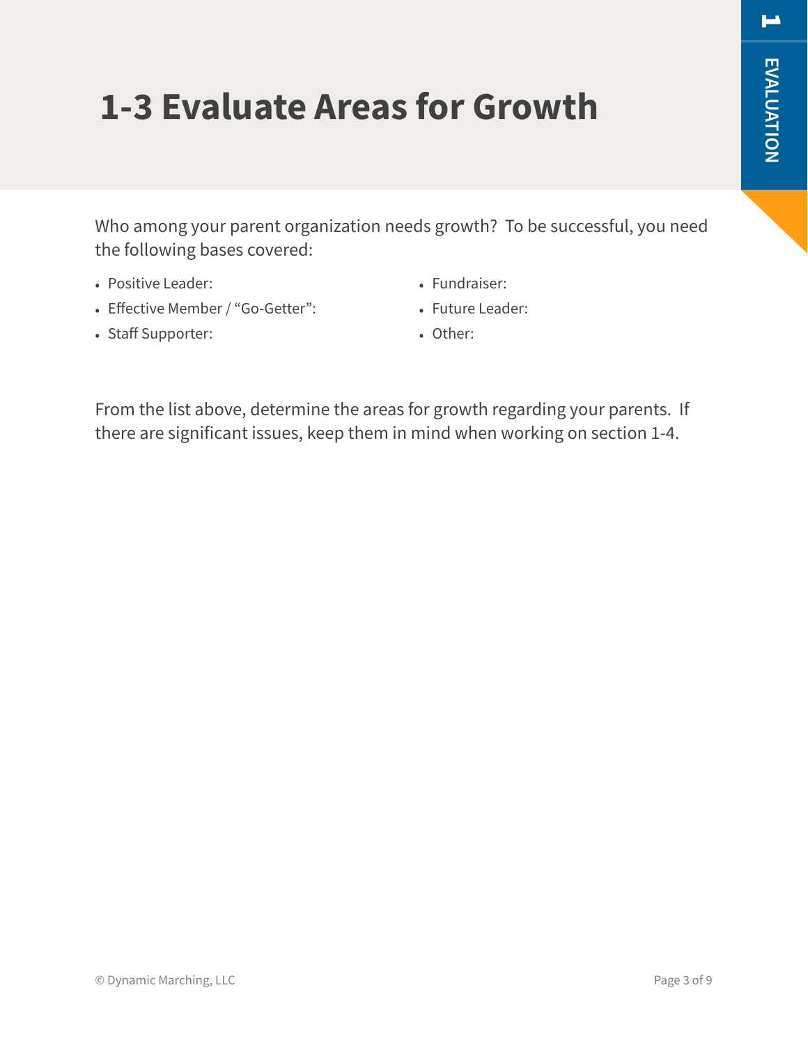# 1-3 Evaluate Areas for Growth

Who among your parent organization needs growth? To be successful, you need the following bases covered:

- Positive Leader:
- Effective Member / "Go-Getter":
- Staff Supporter:
- Fundraiser:
- Future Leader:
- Other:

From the list above, determine the areas for growth regarding your parents. If there are significant issues, keep them in mind when working on section 1-4.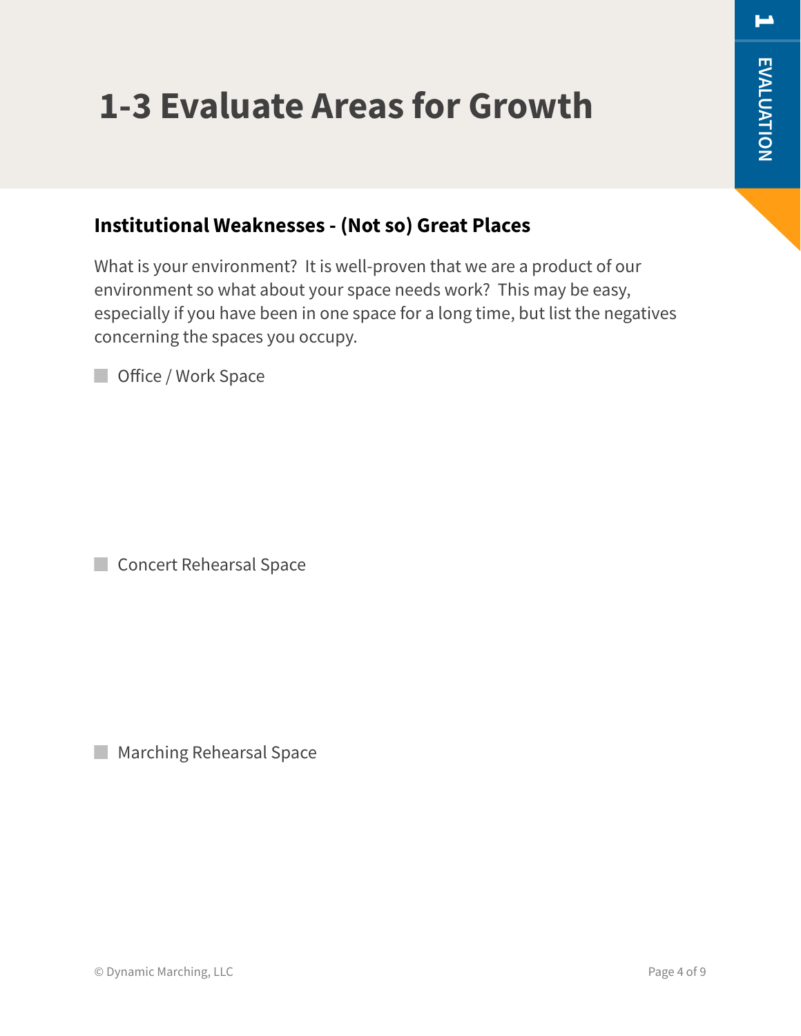# 1-3 Evaluate Areas for Growth

## Institutional Weaknesses - (Not so) Great Places

What is your environment? It is well-proven that we are a product of our environment so what about your space needs work? This may be easy, especially if you have been in one space for a long time, but list the negatives concerning the spaces you occupy.

- [ ] Office / Work Space

- [ ] Concert Rehearsal Space

- [ ] Marching Rehearsal Space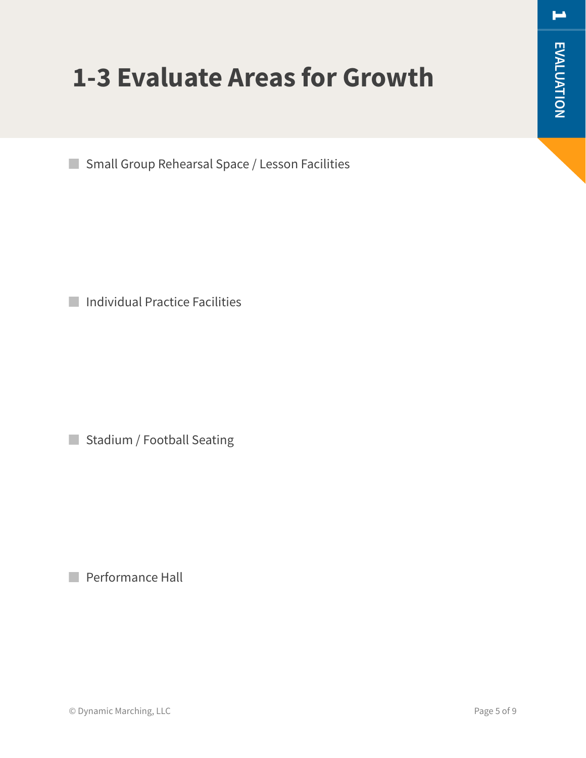# 1-3 Evaluate Areas for Growth

- [ ] Small Group Rehearsal Space / Lesson Facilities

- [ ] Individual Practice Facilities

- [ ] Stadium / Football Seating

- [ ] Performance Hall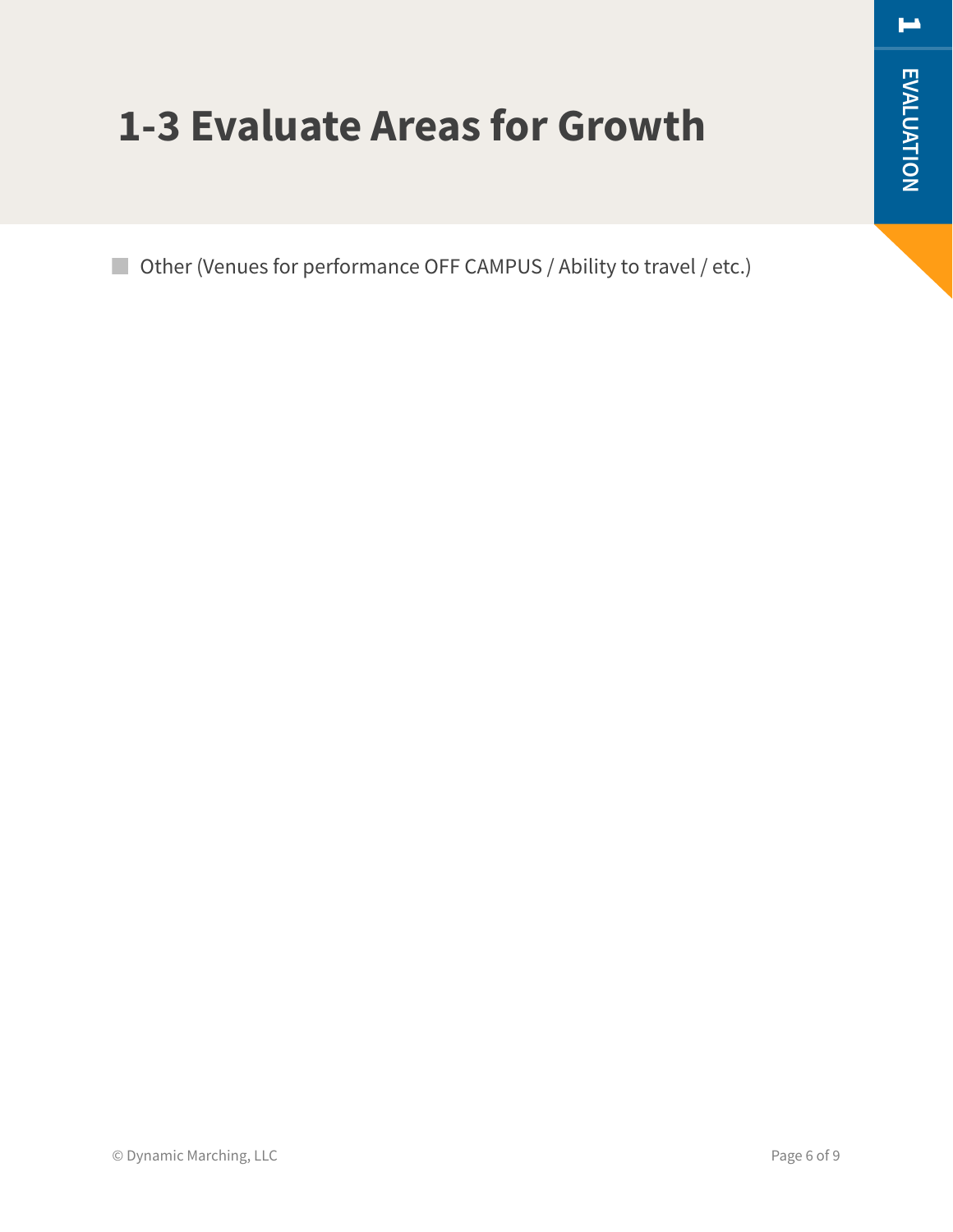# 1-3 Evaluate Areas for Growth

- [ ] Other (Venues for performance OFF CAMPUS / Ability to travel / etc.)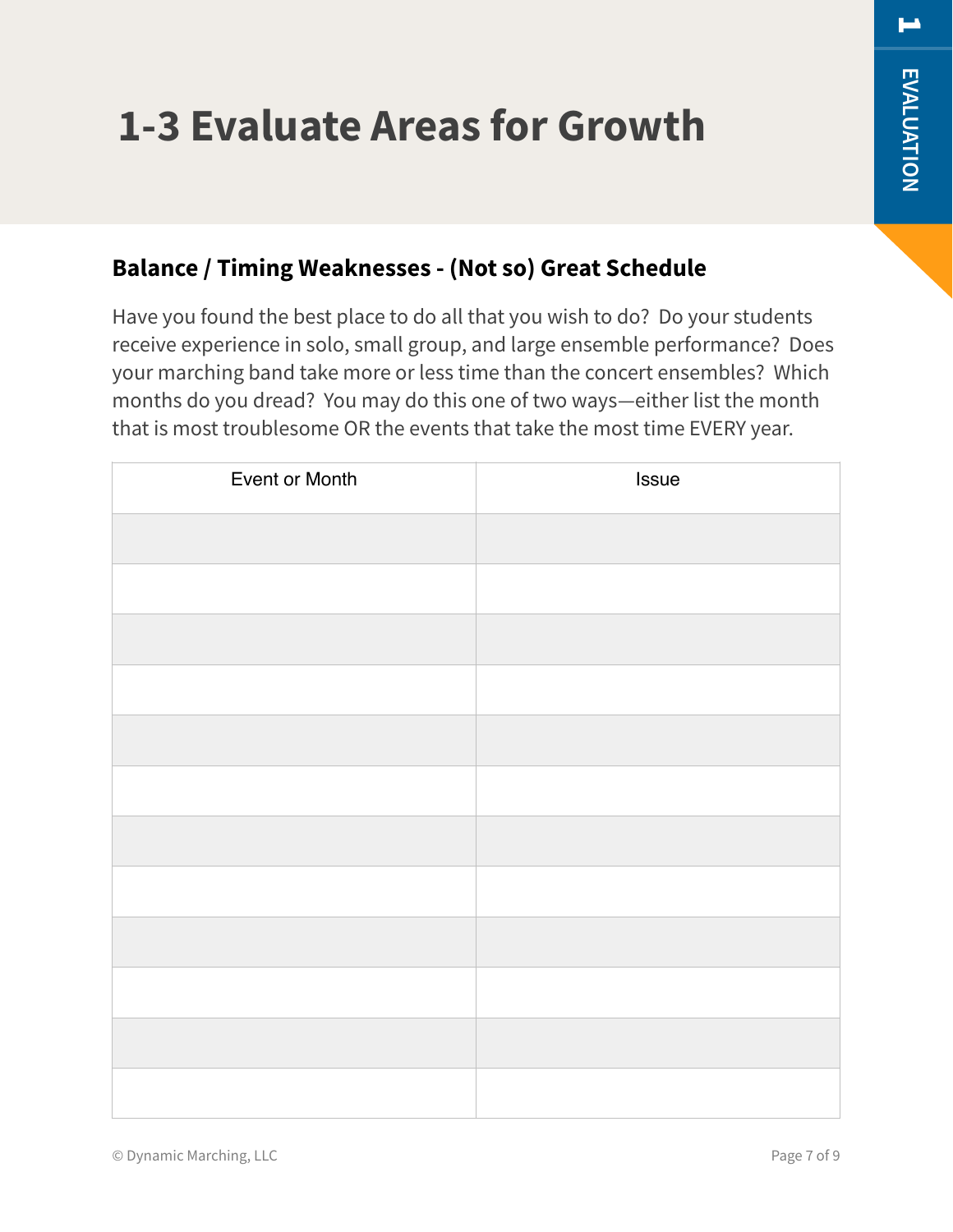# 1-3 Evaluate Areas for Growth

## Balance / Timing Weaknesses - (Not so) Great Schedule

Have you found the best place to do all that you wish to do? Do your students receive experience in solo, small group, and large ensemble performance? Does your marching band take more or less time than the concert ensembles? Which months do you dread? You may do this one of two ways—either list the month that is most troublesome OR the events that take the most time EVERY year.

| Event or Month | Issue |
| --- | --- |
| | |
| | |
| | |
| | |
| | |
| | |
| | |
| | |
| | |
| | |
| | |
| | |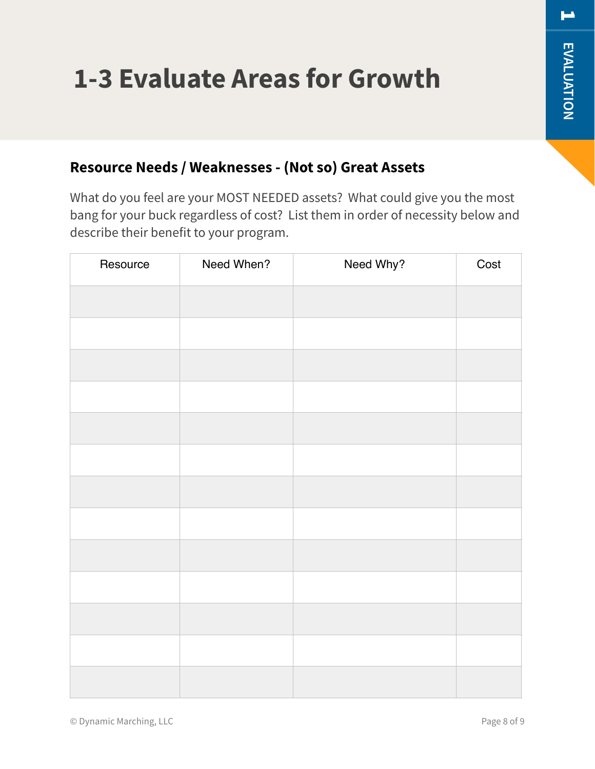# 1-3 Evaluate Areas for Growth

1 EVALUATION

## Resource Needs / Weaknesses - (Not so) Great Assets

What do you feel are your MOST NEEDED assets? What could give you the most bang for your buck regardless of cost? List them in order of necessity below and describe their benefit to your program.

| Resource | Need When? | Need Why? | Cost |
|---|---|---|---|
| | | | |
| | | | |
| | | | |
| | | | |
| | | | |
| | | | |
| | | | |
| | | | |
| | | | |
| | | | |
| | | | |
| | | | |
| | | | |

© Dynamic Marching, LLC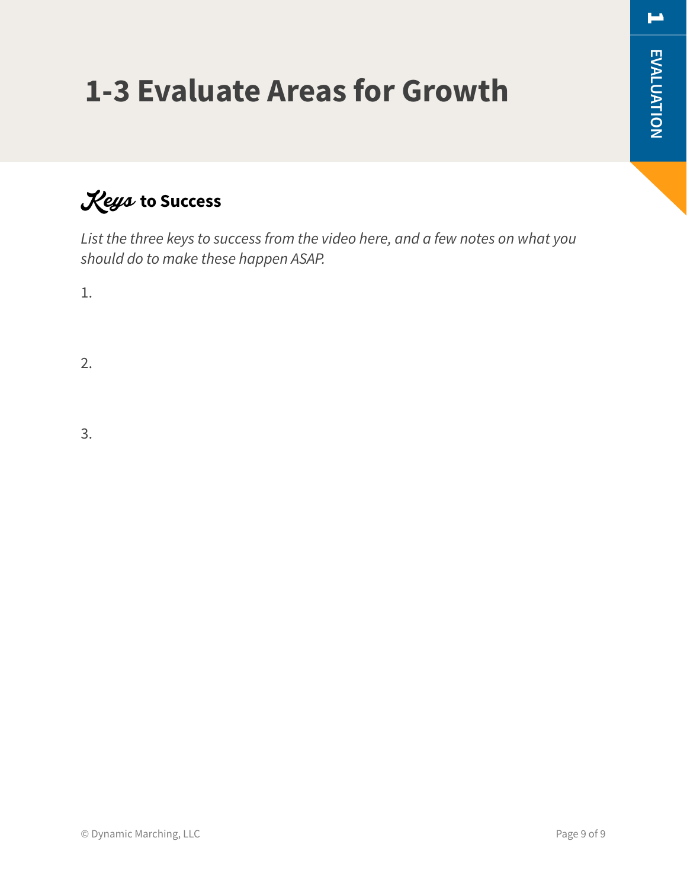# 1-3 Evaluate Areas for Growth

## *Keys* to Success

*List the three keys to success from the video here, and a few notes on what you should do to make these happen ASAP.*

1.

2.

3.